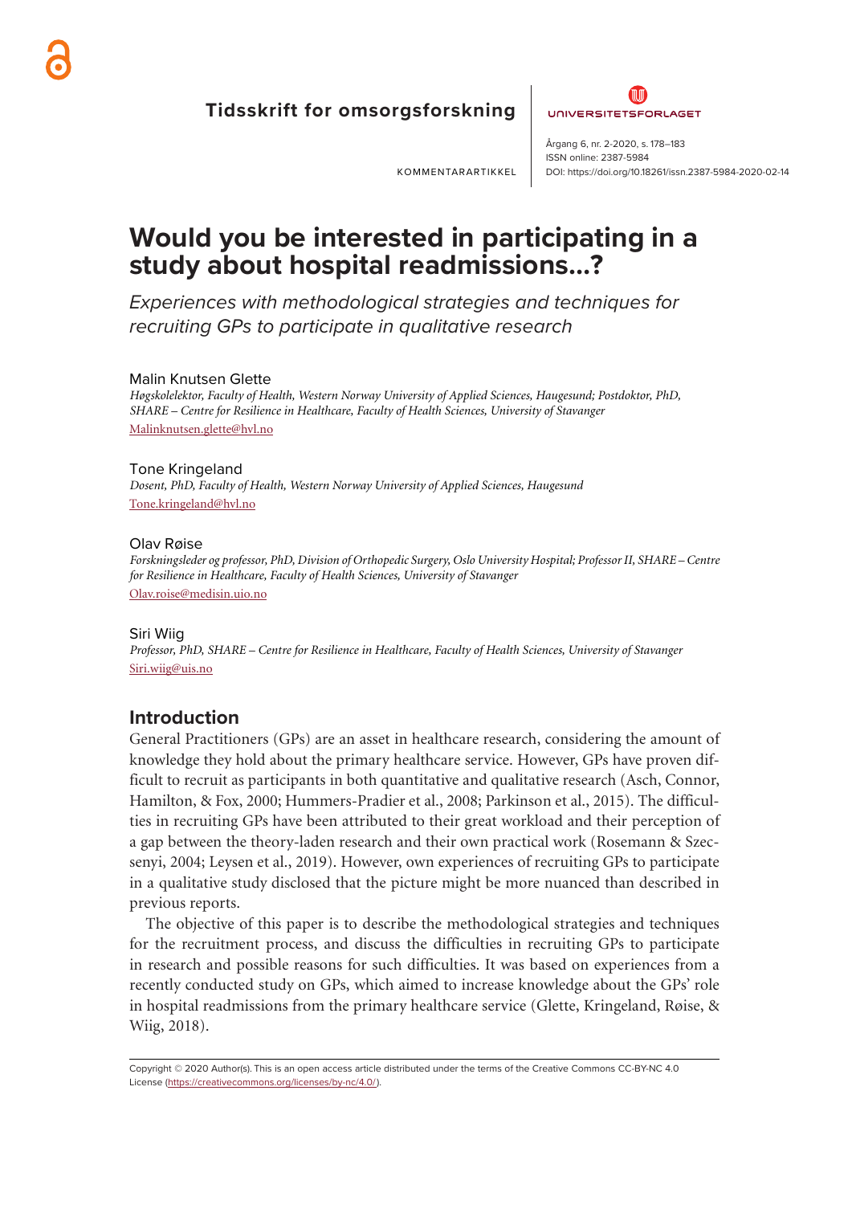Tidsskrift for omsorgsforskning

KOMMENTARARTIKKEL

Årgang 6, nr. 2-2020, s. 178–183
ISSN online: 2387-5984
DOI: https://doi.org/10.18261/issn.2387-5984-2020-02-14

# Would you be interested in participating in a study about hospital readmissions…?

*Experiences with methodological strategies and techniques for recruiting GPs to participate in qualitative research*

Malin Knutsen Glette
*Høgskolelektor, Faculty of Health, Western Norway University of Applied Sciences, Haugesund; Postdoktor, PhD, SHARE – Centre for Resilience in Healthcare, Faculty of Health Sciences, University of Stavanger*
Malinknutsen.glette@hvl.no

Tone Kringeland
*Dosent, PhD, Faculty of Health, Western Norway University of Applied Sciences, Haugesund*
Tone.kringeland@hvl.no

Olav Røise
*Forskningsleder og professor, PhD, Division of Orthopedic Surgery, Oslo University Hospital; Professor II, SHARE – Centre for Resilience in Healthcare, Faculty of Health Sciences, University of Stavanger*
Olav.roise@medisin.uio.no

Siri Wiig
*Professor, PhD, SHARE – Centre for Resilience in Healthcare, Faculty of Health Sciences, University of Stavanger*
Siri.wiig@uis.no

## Introduction

General Practitioners (GPs) are an asset in healthcare research, considering the amount of knowledge they hold about the primary healthcare service. However, GPs have proven difficult to recruit as participants in both quantitative and qualitative research (Asch, Connor, Hamilton, & Fox, 2000; Hummers-Pradier et al., 2008; Parkinson et al., 2015). The difficulties in recruiting GPs have been attributed to their great workload and their perception of a gap between the theory-laden research and their own practical work (Rosemann & Szecsenyi, 2004; Leysen et al., 2019). However, own experiences of recruiting GPs to participate in a qualitative study disclosed that the picture might be more nuanced than described in previous reports.

The objective of this paper is to describe the methodological strategies and techniques for the recruitment process, and discuss the difficulties in recruiting GPs to participate in research and possible reasons for such difficulties. It was based on experiences from a recently conducted study on GPs, which aimed to increase knowledge about the GPs' role in hospital readmissions from the primary healthcare service (Glette, Kringeland, Røise, & Wiig, 2018).

Copyright © 2020 Author(s). This is an open access article distributed under the terms of the Creative Commons CC-BY-NC 4.0 License (https://creativecommons.org/licenses/by-nc/4.0/).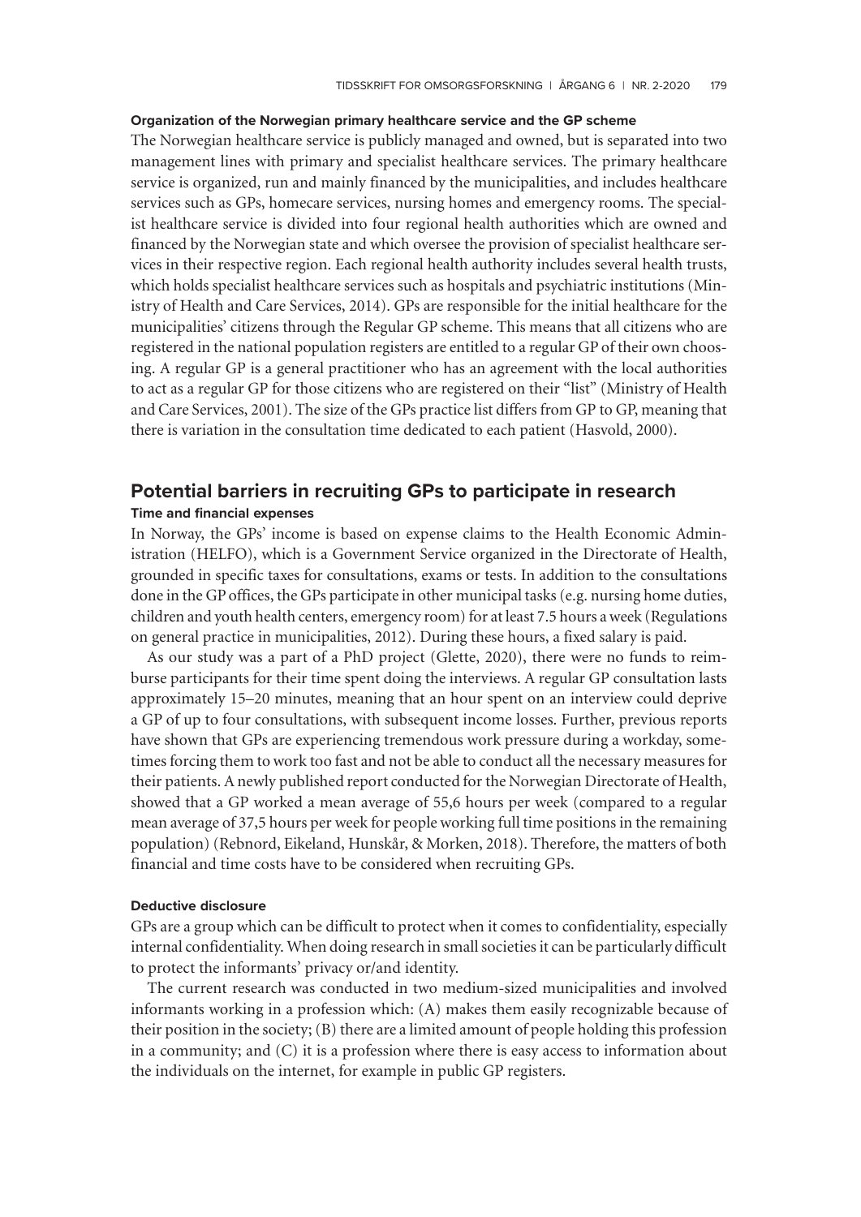#### Organization of the Norwegian primary healthcare service and the GP scheme

The Norwegian healthcare service is publicly managed and owned, but is separated into two management lines with primary and specialist healthcare services. The primary healthcare service is organized, run and mainly financed by the municipalities, and includes healthcare services such as GPs, homecare services, nursing homes and emergency rooms. The specialist healthcare service is divided into four regional health authorities which are owned and financed by the Norwegian state and which oversee the provision of specialist healthcare services in their respective region. Each regional health authority includes several health trusts, which holds specialist healthcare services such as hospitals and psychiatric institutions (Ministry of Health and Care Services, 2014). GPs are responsible for the initial healthcare for the municipalities' citizens through the Regular GP scheme. This means that all citizens who are registered in the national population registers are entitled to a regular GP of their own choosing. A regular GP is a general practitioner who has an agreement with the local authorities to act as a regular GP for those citizens who are registered on their "list" (Ministry of Health and Care Services, 2001). The size of the GPs practice list differs from GP to GP, meaning that there is variation in the consultation time dedicated to each patient (Hasvold, 2000).

## Potential barriers in recruiting GPs to participate in research

#### Time and financial expenses

In Norway, the GPs' income is based on expense claims to the Health Economic Administration (HELFO), which is a Government Service organized in the Directorate of Health, grounded in specific taxes for consultations, exams or tests. In addition to the consultations done in the GP offices, the GPs participate in other municipal tasks (e.g. nursing home duties, children and youth health centers, emergency room) for at least 7.5 hours a week (Regulations on general practice in municipalities, 2012). During these hours, a fixed salary is paid.

As our study was a part of a PhD project (Glette, 2020), there were no funds to reimburse participants for their time spent doing the interviews. A regular GP consultation lasts approximately 15–20 minutes, meaning that an hour spent on an interview could deprive a GP of up to four consultations, with subsequent income losses. Further, previous reports have shown that GPs are experiencing tremendous work pressure during a workday, sometimes forcing them to work too fast and not be able to conduct all the necessary measures for their patients. A newly published report conducted for the Norwegian Directorate of Health, showed that a GP worked a mean average of 55,6 hours per week (compared to a regular mean average of 37,5 hours per week for people working full time positions in the remaining population) (Rebnord, Eikeland, Hunskår, & Morken, 2018). Therefore, the matters of both financial and time costs have to be considered when recruiting GPs.

#### Deductive disclosure

GPs are a group which can be difficult to protect when it comes to confidentiality, especially internal confidentiality. When doing research in small societies it can be particularly difficult to protect the informants' privacy or/and identity.

The current research was conducted in two medium-sized municipalities and involved informants working in a profession which: (A) makes them easily recognizable because of their position in the society; (B) there are a limited amount of people holding this profession in a community; and (C) it is a profession where there is easy access to information about the individuals on the internet, for example in public GP registers.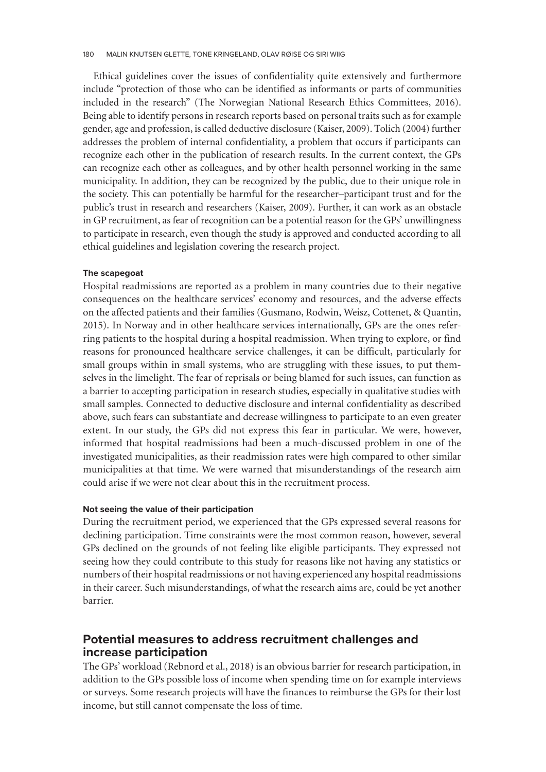Ethical guidelines cover the issues of confidentiality quite extensively and furthermore include "protection of those who can be identified as informants or parts of communities included in the research" (The Norwegian National Research Ethics Committees, 2016). Being able to identify persons in research reports based on personal traits such as for example gender, age and profession, is called deductive disclosure (Kaiser, 2009). Tolich (2004) further addresses the problem of internal confidentiality, a problem that occurs if participants can recognize each other in the publication of research results. In the current context, the GPs can recognize each other as colleagues, and by other health personnel working in the same municipality. In addition, they can be recognized by the public, due to their unique role in the society. This can potentially be harmful for the researcher–participant trust and for the public's trust in research and researchers (Kaiser, 2009). Further, it can work as an obstacle in GP recruitment, as fear of recognition can be a potential reason for the GPs' unwillingness to participate in research, even though the study is approved and conducted according to all ethical guidelines and legislation covering the research project.

#### The scapegoat

Hospital readmissions are reported as a problem in many countries due to their negative consequences on the healthcare services' economy and resources, and the adverse effects on the affected patients and their families (Gusmano, Rodwin, Weisz, Cottenet, & Quantin, 2015). In Norway and in other healthcare services internationally, GPs are the ones referring patients to the hospital during a hospital readmission. When trying to explore, or find reasons for pronounced healthcare service challenges, it can be difficult, particularly for small groups within in small systems, who are struggling with these issues, to put themselves in the limelight. The fear of reprisals or being blamed for such issues, can function as a barrier to accepting participation in research studies, especially in qualitative studies with small samples. Connected to deductive disclosure and internal confidentiality as described above, such fears can substantiate and decrease willingness to participate to an even greater extent. In our study, the GPs did not express this fear in particular. We were, however, informed that hospital readmissions had been a much-discussed problem in one of the investigated municipalities, as their readmission rates were high compared to other similar municipalities at that time. We were warned that misunderstandings of the research aim could arise if we were not clear about this in the recruitment process.

#### Not seeing the value of their participation

During the recruitment period, we experienced that the GPs expressed several reasons for declining participation. Time constraints were the most common reason, however, several GPs declined on the grounds of not feeling like eligible participants. They expressed not seeing how they could contribute to this study for reasons like not having any statistics or numbers of their hospital readmissions or not having experienced any hospital readmissions in their career. Such misunderstandings, of what the research aims are, could be yet another barrier.

## Potential measures to address recruitment challenges and increase participation

The GPs' workload (Rebnord et al., 2018) is an obvious barrier for research participation, in addition to the GPs possible loss of income when spending time on for example interviews or surveys. Some research projects will have the finances to reimburse the GPs for their lost income, but still cannot compensate the loss of time.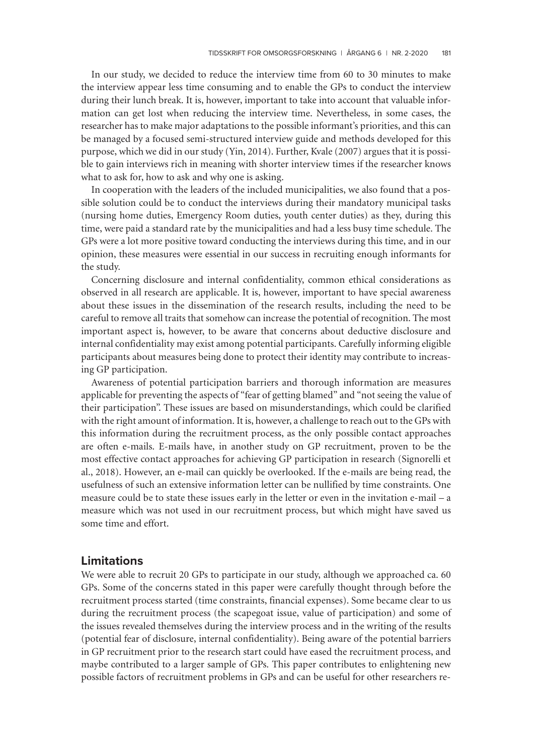In our study, we decided to reduce the interview time from 60 to 30 minutes to make the interview appear less time consuming and to enable the GPs to conduct the interview during their lunch break. It is, however, important to take into account that valuable information can get lost when reducing the interview time. Nevertheless, in some cases, the researcher has to make major adaptations to the possible informant's priorities, and this can be managed by a focused semi-structured interview guide and methods developed for this purpose, which we did in our study (Yin, 2014). Further, Kvale (2007) argues that it is possible to gain interviews rich in meaning with shorter interview times if the researcher knows what to ask for, how to ask and why one is asking.

In cooperation with the leaders of the included municipalities, we also found that a possible solution could be to conduct the interviews during their mandatory municipal tasks (nursing home duties, Emergency Room duties, youth center duties) as they, during this time, were paid a standard rate by the municipalities and had a less busy time schedule. The GPs were a lot more positive toward conducting the interviews during this time, and in our opinion, these measures were essential in our success in recruiting enough informants for the study.

Concerning disclosure and internal confidentiality, common ethical considerations as observed in all research are applicable. It is, however, important to have special awareness about these issues in the dissemination of the research results, including the need to be careful to remove all traits that somehow can increase the potential of recognition. The most important aspect is, however, to be aware that concerns about deductive disclosure and internal confidentiality may exist among potential participants. Carefully informing eligible participants about measures being done to protect their identity may contribute to increasing GP participation.

Awareness of potential participation barriers and thorough information are measures applicable for preventing the aspects of "fear of getting blamed" and "not seeing the value of their participation". These issues are based on misunderstandings, which could be clarified with the right amount of information. It is, however, a challenge to reach out to the GPs with this information during the recruitment process, as the only possible contact approaches are often e-mails. E-mails have, in another study on GP recruitment, proven to be the most effective contact approaches for achieving GP participation in research (Signorelli et al., 2018). However, an e-mail can quickly be overlooked. If the e-mails are being read, the usefulness of such an extensive information letter can be nullified by time constraints. One measure could be to state these issues early in the letter or even in the invitation e-mail – a measure which was not used in our recruitment process, but which might have saved us some time and effort.

## Limitations

We were able to recruit 20 GPs to participate in our study, although we approached ca. 60 GPs. Some of the concerns stated in this paper were carefully thought through before the recruitment process started (time constraints, financial expenses). Some became clear to us during the recruitment process (the scapegoat issue, value of participation) and some of the issues revealed themselves during the interview process and in the writing of the results (potential fear of disclosure, internal confidentiality). Being aware of the potential barriers in GP recruitment prior to the research start could have eased the recruitment process, and maybe contributed to a larger sample of GPs. This paper contributes to enlightening new possible factors of recruitment problems in GPs and can be useful for other researchers re-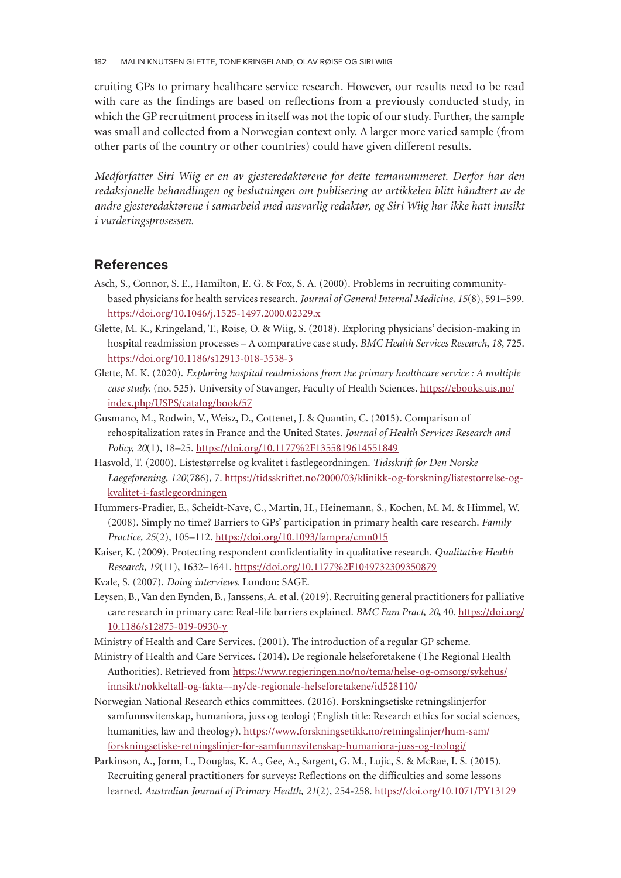cruiting GPs to primary healthcare service research. However, our results need to be read with care as the findings are based on reflections from a previously conducted study, in which the GP recruitment process in itself was not the topic of our study. Further, the sample was small and collected from a Norwegian context only. A larger more varied sample (from other parts of the country or other countries) could have given different results.

*Medforfatter Siri Wiig er en av gjesteredaktørene for dette temanummeret. Derfor har den redaksjonelle behandlingen og beslutningen om publisering av artikkelen blitt håndtert av de andre gjesteredaktørene i samarbeid med ansvarlig redaktør, og Siri Wiig har ikke hatt innsikt i vurderingsprosessen.*

## References

Asch, S., Connor, S. E., Hamilton, E. G. & Fox, S. A. (2000). Problems in recruiting community-based physicians for health services research. *Journal of General Internal Medicine, 15*(8), 591–599. https://doi.org/10.1046/j.1525-1497.2000.02329.x

Glette, M. K., Kringeland, T., Røise, O. & Wiig, S. (2018). Exploring physicians' decision-making in hospital readmission processes – A comparative case study. *BMC Health Services Research*, *18*, 725. https://doi.org/10.1186/s12913-018-3538-3

Glette, M. K. (2020). *Exploring hospital readmissions from the primary healthcare service : A multiple case study.* (no. 525). University of Stavanger, Faculty of Health Sciences. https://ebooks.uis.no/index.php/USPS/catalog/book/57

Gusmano, M., Rodwin, V., Weisz, D., Cottenet, J. & Quantin, C. (2015). Comparison of rehospitalization rates in France and the United States. *Journal of Health Services Research and Policy, 20*(1), 18–25. https://doi.org/10.1177%2F1355819614551849

Hasvold, T. (2000). Listestørrelse og kvalitet i fastlegeordningen. *Tidsskrift for Den Norske Laegeforening, 120*(786), 7. https://tidsskriftet.no/2000/03/klinikk-og-forskning/listestorrelse-og-kvalitet-i-fastlegeordningen

Hummers-Pradier, E., Scheidt-Nave, C., Martin, H., Heinemann, S., Kochen, M. M. & Himmel, W. (2008). Simply no time? Barriers to GPs' participation in primary health care research. *Family Practice, 25*(2), 105–112. https://doi.org/10.1093/fampra/cmn015

Kaiser, K. (2009). Protecting respondent confidentiality in qualitative research. *Qualitative Health Research, 19*(11), 1632–1641. https://doi.org/10.1177%2F1049732309350879

Kvale, S. (2007). *Doing interviews.* London: SAGE.

Leysen, B., Van den Eynden, B., Janssens, A. et al. (2019). Recruiting general practitioners for palliative care research in primary care: Real-life barriers explained. *BMC Fam Pract, 20***,** 40. https://doi.org/10.1186/s12875-019-0930-y

Ministry of Health and Care Services. (2001). The introduction of a regular GP scheme.

Ministry of Health and Care Services. (2014). De regionale helseforetakene (The Regional Health Authorities). Retrieved from https://www.regjeringen.no/no/tema/helse-og-omsorg/sykehus/innsikt/nokkeltall-og-fakta--ny/de-regionale-helseforetakene/id528110/

Norwegian National Research ethics committees. (2016). Forskningsetiske retningslinjerfor samfunnsvitenskap, humaniora, juss og teologi (English title: Research ethics for social sciences, humanities, law and theology). https://www.forskningsetikk.no/retningslinjer/hum-sam/forskningsetiske-retningslinjer-for-samfunnsvitenskap-humaniora-juss-og-teologi/

Parkinson, A., Jorm, L., Douglas, K. A., Gee, A., Sargent, G. M., Lujic, S. & McRae, I. S. (2015). Recruiting general practitioners for surveys: Reflections on the difficulties and some lessons learned. *Australian Journal of Primary Health, 21*(2), 254-258. https://doi.org/10.1071/PY13129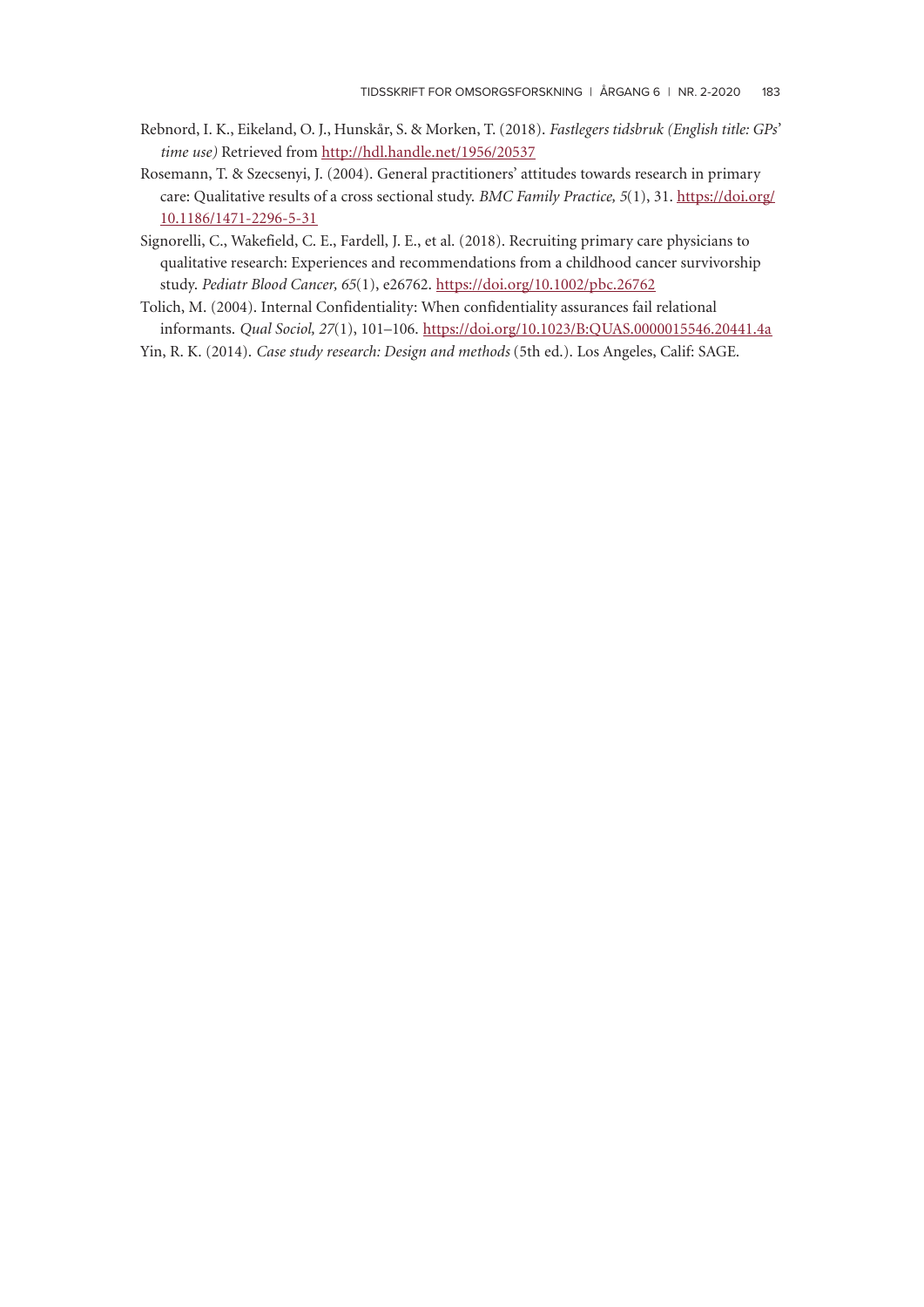Rebnord, I. K., Eikeland, O. J., Hunskår, S. & Morken, T. (2018). *Fastlegers tidsbruk (English title: GPs' time use)* Retrieved from http://hdl.handle.net/1956/20537

Rosemann, T. & Szecsenyi, J. (2004). General practitioners' attitudes towards research in primary care: Qualitative results of a cross sectional study. *BMC Family Practice, 5*(1), 31. https://doi.org/10.1186/1471-2296-5-31

Signorelli, C., Wakefield, C. E., Fardell, J. E., et al. (2018). Recruiting primary care physicians to qualitative research: Experiences and recommendations from a childhood cancer survivorship study. *Pediatr Blood Cancer, 65*(1), e26762. https://doi.org/10.1002/pbc.26762

Tolich, M. (2004). Internal Confidentiality: When confidentiality assurances fail relational informants. *Qual Sociol, 27*(1), 101–106. https://doi.org/10.1023/B:QUAS.0000015546.20441.4a

Yin, R. K. (2014). *Case study research: Design and methods* (5th ed.). Los Angeles, Calif: SAGE.